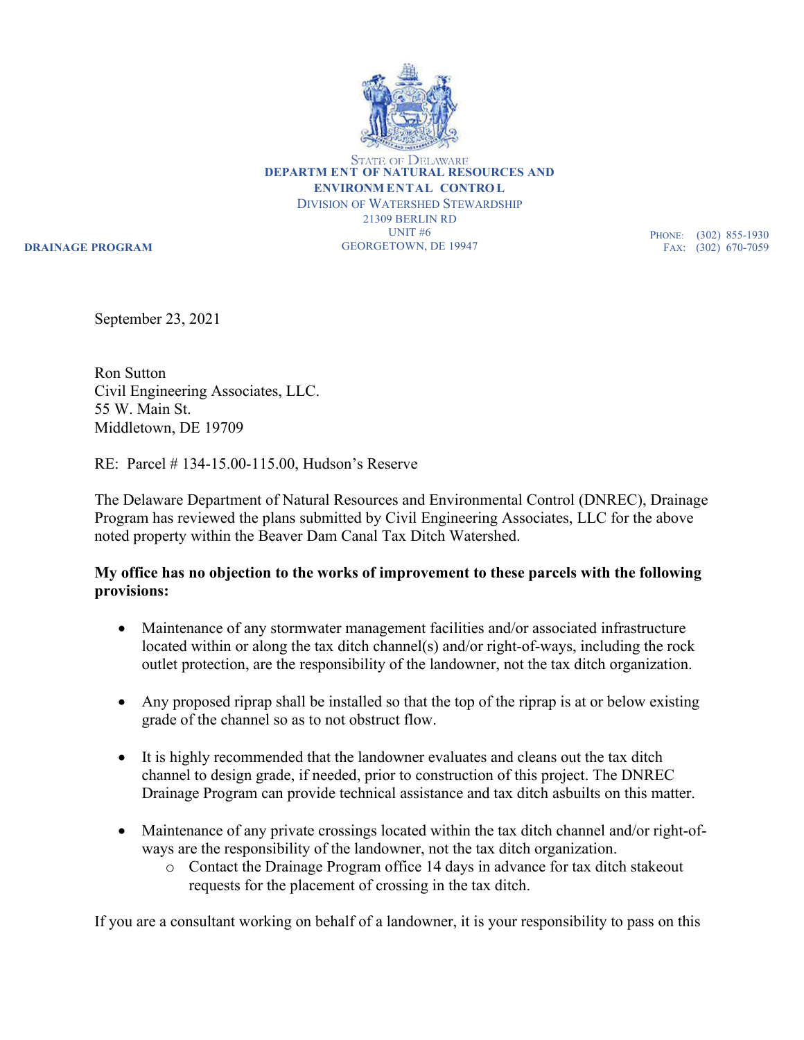STATE OF DELAWARE
**DEPARTMENT OF NATURAL RESOURCES AND ENVIRONMENTAL CONTROL**
DIVISION OF WATERSHED STEWARDSHIP
21309 BERLIN RD
UNIT #6
GEORGETOWN, DE 19947

**DRAINAGE PROGRAM**

PHONE: (302) 855-1930
FAX: (302) 670-7059

September 23, 2021

Ron Sutton
Civil Engineering Associates, LLC.
55 W. Main St.
Middletown, DE 19709

RE: Parcel # 134-15.00-115.00, Hudson's Reserve

The Delaware Department of Natural Resources and Environmental Control (DNREC), Drainage Program has reviewed the plans submitted by Civil Engineering Associates, LLC for the above noted property within the Beaver Dam Canal Tax Ditch Watershed.

**My office has no objection to the works of improvement to these parcels with the following provisions:**

- Maintenance of any stormwater management facilities and/or associated infrastructure located within or along the tax ditch channel(s) and/or right-of-ways, including the rock outlet protection, are the responsibility of the landowner, not the tax ditch organization.

- Any proposed riprap shall be installed so that the top of the riprap is at or below existing grade of the channel so as to not obstruct flow.

- It is highly recommended that the landowner evaluates and cleans out the tax ditch channel to design grade, if needed, prior to construction of this project. The DNREC Drainage Program can provide technical assistance and tax ditch asbuilts on this matter.

- Maintenance of any private crossings located within the tax ditch channel and/or right-of-ways are the responsibility of the landowner, not the tax ditch organization.
    - Contact the Drainage Program office 14 days in advance for tax ditch stakeout requests for the placement of crossing in the tax ditch.

If you are a consultant working on behalf of a landowner, it is your responsibility to pass on this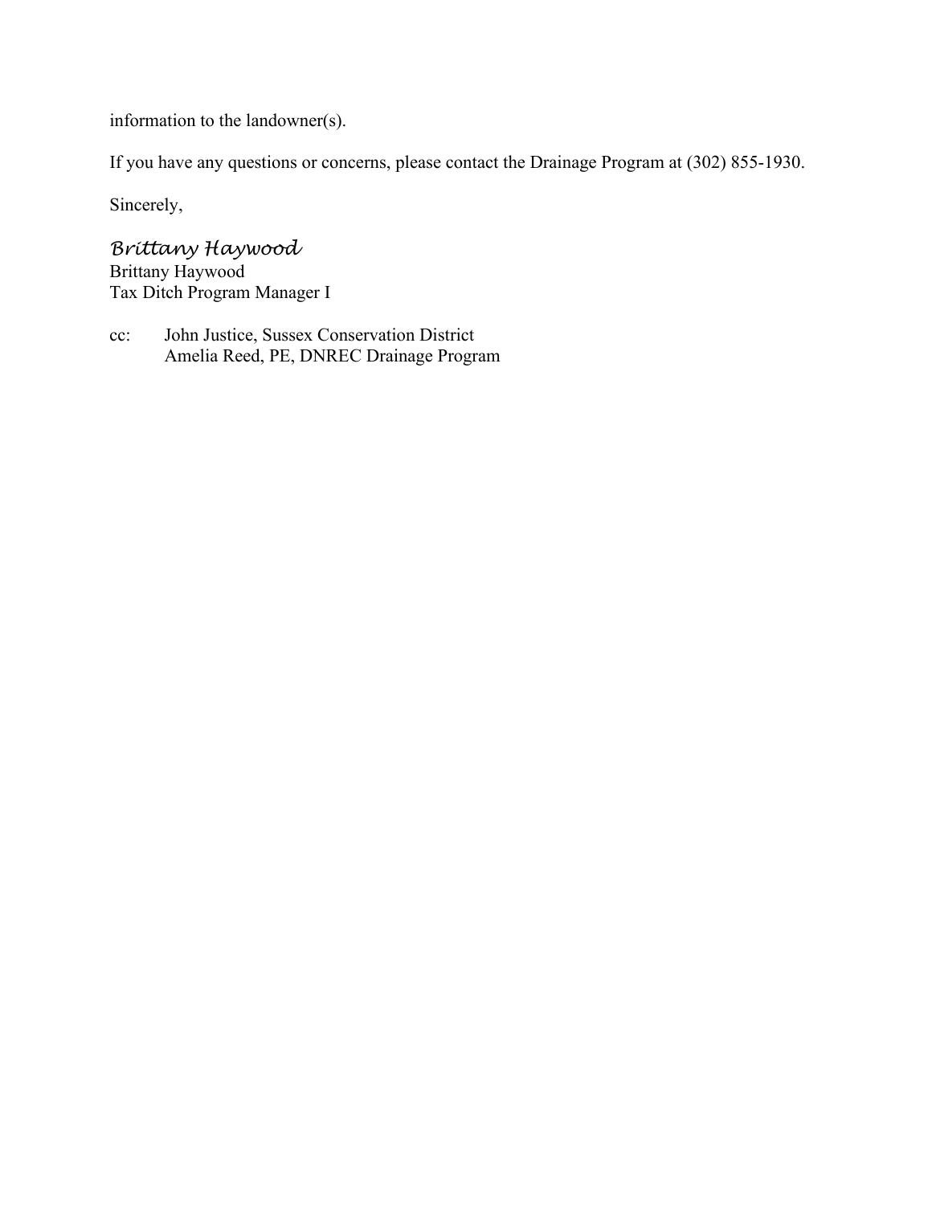information to the landowner(s).

If you have any questions or concerns, please contact the Drainage Program at (302) 855-1930.

Sincerely,

*Brittany Haywood*
Brittany Haywood
Tax Ditch Program Manager I

cc: John Justice, Sussex Conservation District
Amelia Reed, PE, DNREC Drainage Program